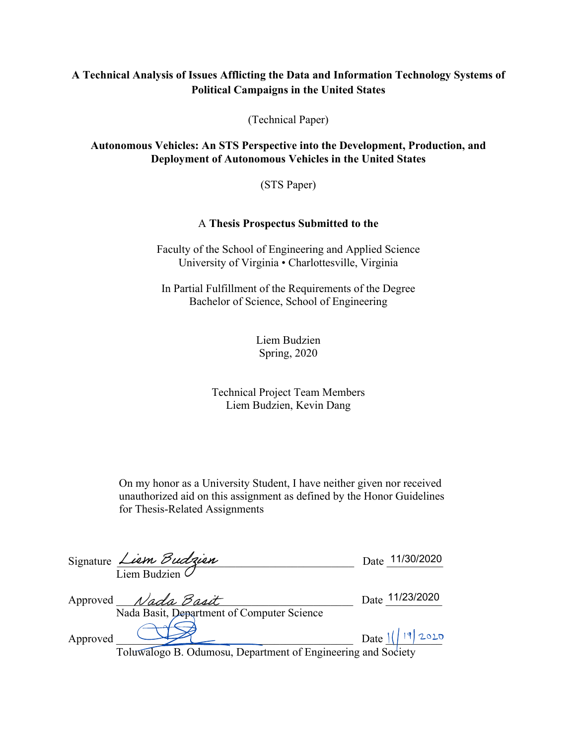**A Technical Analysis of Issues Afflicting the Data and Information Technology Systems of Political Campaigns in the United States**

(Technical Paper)

**Autonomous Vehicles: An STS Perspective into the Development, Production, and Deployment of Autonomous Vehicles in the United States**

(STS Paper)

A **Thesis Prospectus Submitted to the**

Faculty of the School of Engineering and Applied Science
University of Virginia • Charlottesville, Virginia

In Partial Fulfillment of the Requirements of the Degree
Bachelor of Science, School of Engineering

Liem Budzien
Spring, 2020

Technical Project Team Members
Liem Budzien, Kevin Dang

On my honor as a University Student, I have neither given nor received unauthorized aid on this assignment as defined by the Honor Guidelines for Thesis-Related Assignments

Signature *Liem Budzien* Date 11/30/2020
Liem Budzien

Approved *Nada Basit* Date 11/23/2020
Nada Basit, Department of Computer Science

Approved \_\_\_\_\_\_\_\_\_\_ Date 11/19/2020
Toluwalogo B. Odumosu, Department of Engineering and Society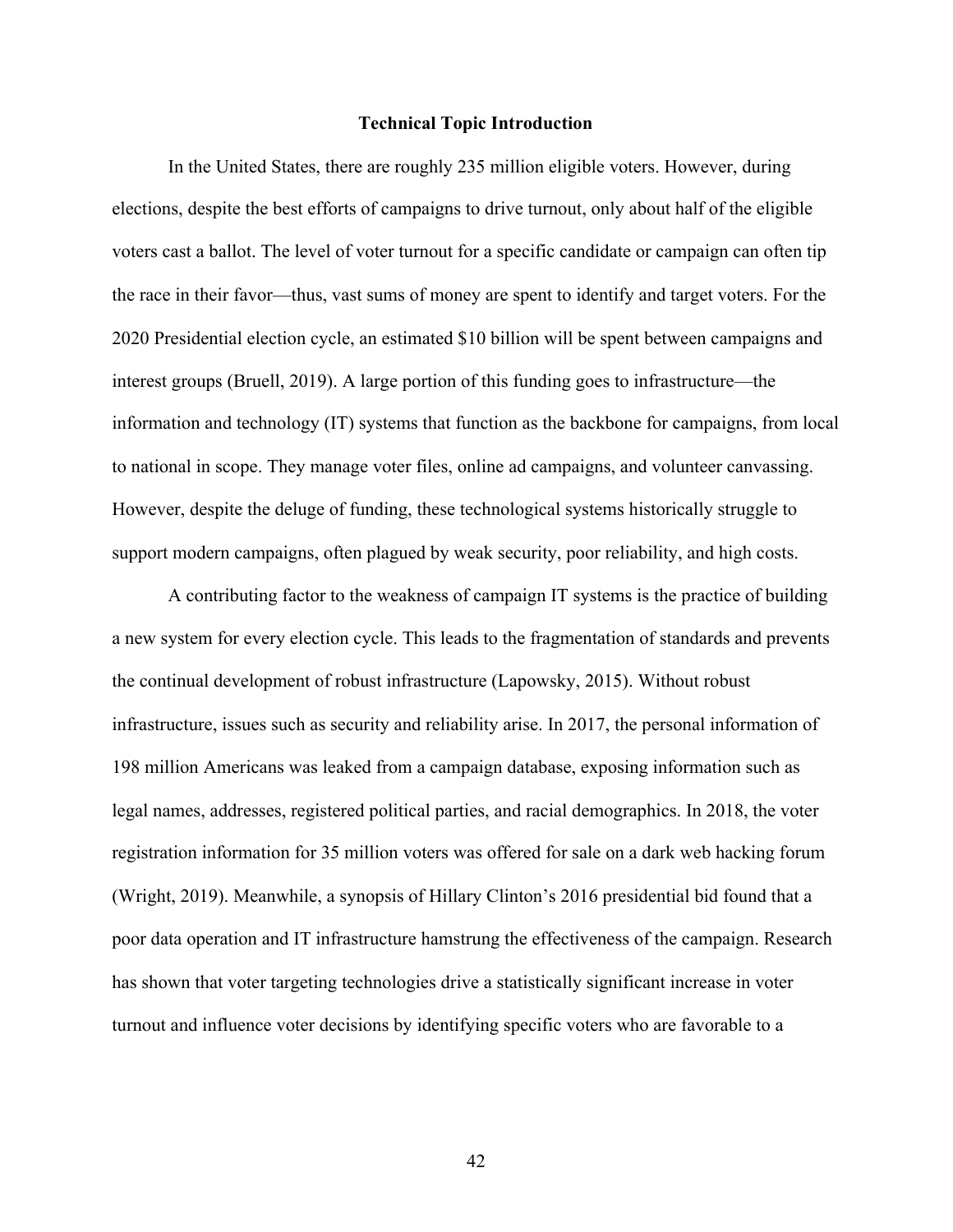## Technical Topic Introduction

In the United States, there are roughly 235 million eligible voters. However, during elections, despite the best efforts of campaigns to drive turnout, only about half of the eligible voters cast a ballot. The level of voter turnout for a specific candidate or campaign can often tip the race in their favor—thus, vast sums of money are spent to identify and target voters. For the 2020 Presidential election cycle, an estimated $10 billion will be spent between campaigns and interest groups (Bruell, 2019). A large portion of this funding goes to infrastructure—the information and technology (IT) systems that function as the backbone for campaigns, from local to national in scope. They manage voter files, online ad campaigns, and volunteer canvassing. However, despite the deluge of funding, these technological systems historically struggle to support modern campaigns, often plagued by weak security, poor reliability, and high costs.

A contributing factor to the weakness of campaign IT systems is the practice of building a new system for every election cycle. This leads to the fragmentation of standards and prevents the continual development of robust infrastructure (Lapowsky, 2015). Without robust infrastructure, issues such as security and reliability arise. In 2017, the personal information of 198 million Americans was leaked from a campaign database, exposing information such as legal names, addresses, registered political parties, and racial demographics. In 2018, the voter registration information for 35 million voters was offered for sale on a dark web hacking forum (Wright, 2019). Meanwhile, a synopsis of Hillary Clinton's 2016 presidential bid found that a poor data operation and IT infrastructure hamstrung the effectiveness of the campaign. Research has shown that voter targeting technologies drive a statistically significant increase in voter turnout and influence voter decisions by identifying specific voters who are favorable to a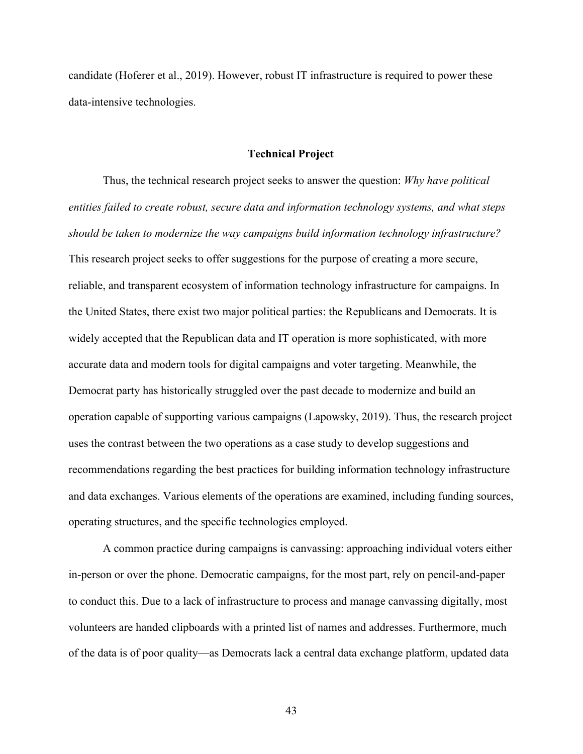candidate (Hoferer et al., 2019). However, robust IT infrastructure is required to power these data-intensive technologies.

## Technical Project

Thus, the technical research project seeks to answer the question: *Why have political entities failed to create robust, secure data and information technology systems, and what steps should be taken to modernize the way campaigns build information technology infrastructure?* This research project seeks to offer suggestions for the purpose of creating a more secure, reliable, and transparent ecosystem of information technology infrastructure for campaigns. In the United States, there exist two major political parties: the Republicans and Democrats. It is widely accepted that the Republican data and IT operation is more sophisticated, with more accurate data and modern tools for digital campaigns and voter targeting. Meanwhile, the Democrat party has historically struggled over the past decade to modernize and build an operation capable of supporting various campaigns (Lapowsky, 2019). Thus, the research project uses the contrast between the two operations as a case study to develop suggestions and recommendations regarding the best practices for building information technology infrastructure and data exchanges. Various elements of the operations are examined, including funding sources, operating structures, and the specific technologies employed.

A common practice during campaigns is canvassing: approaching individual voters either in-person or over the phone. Democratic campaigns, for the most part, rely on pencil-and-paper to conduct this. Due to a lack of infrastructure to process and manage canvassing digitally, most volunteers are handed clipboards with a printed list of names and addresses. Furthermore, much of the data is of poor quality—as Democrats lack a central data exchange platform, updated data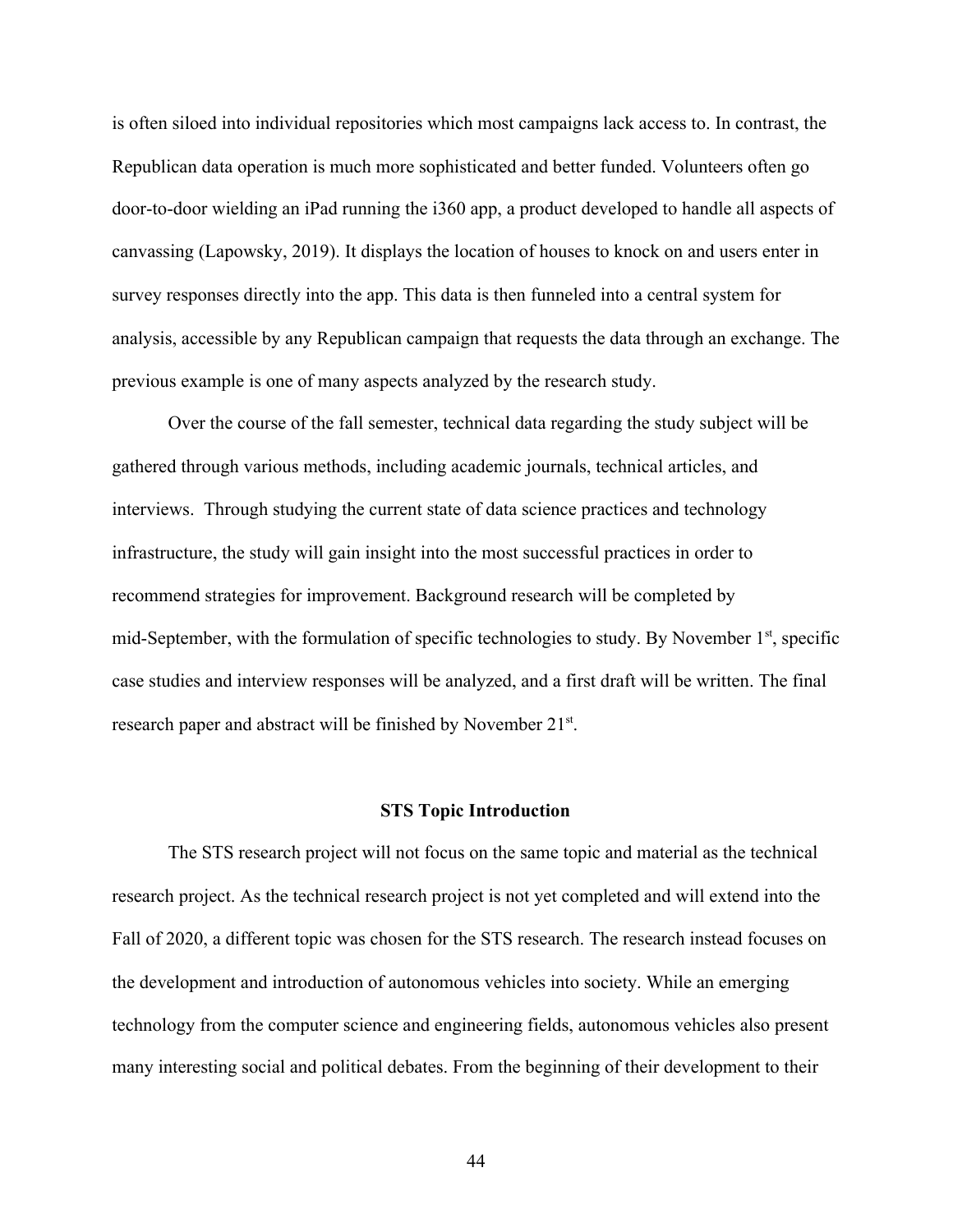is often siloed into individual repositories which most campaigns lack access to. In contrast, the Republican data operation is much more sophisticated and better funded. Volunteers often go door-to-door wielding an iPad running the i360 app, a product developed to handle all aspects of canvassing (Lapowsky, 2019). It displays the location of houses to knock on and users enter in survey responses directly into the app. This data is then funneled into a central system for analysis, accessible by any Republican campaign that requests the data through an exchange. The previous example is one of many aspects analyzed by the research study.

Over the course of the fall semester, technical data regarding the study subject will be gathered through various methods, including academic journals, technical articles, and interviews. Through studying the current state of data science practices and technology infrastructure, the study will gain insight into the most successful practices in order to recommend strategies for improvement. Background research will be completed by mid-September, with the formulation of specific technologies to study. By November 1st, specific case studies and interview responses will be analyzed, and a first draft will be written. The final research paper and abstract will be finished by November 21st.

## STS Topic Introduction

The STS research project will not focus on the same topic and material as the technical research project. As the technical research project is not yet completed and will extend into the Fall of 2020, a different topic was chosen for the STS research. The research instead focuses on the development and introduction of autonomous vehicles into society. While an emerging technology from the computer science and engineering fields, autonomous vehicles also present many interesting social and political debates. From the beginning of their development to their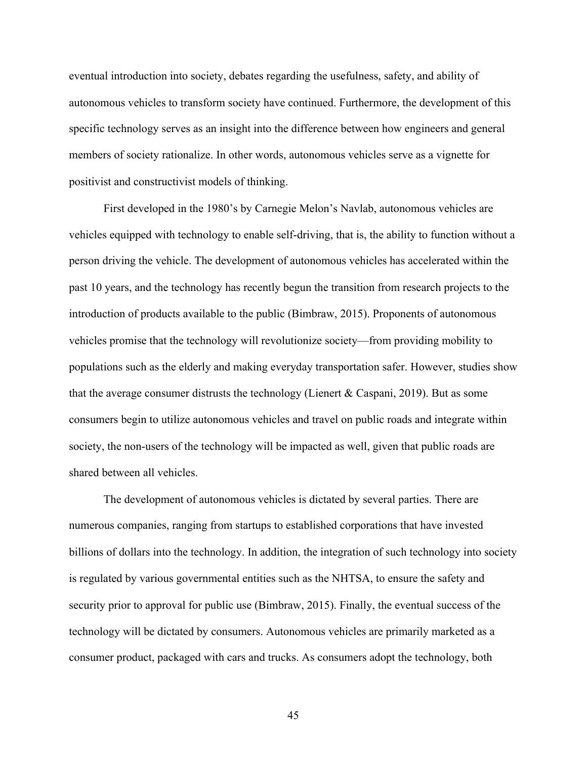eventual introduction into society, debates regarding the usefulness, safety, and ability of autonomous vehicles to transform society have continued. Furthermore, the development of this specific technology serves as an insight into the difference between how engineers and general members of society rationalize. In other words, autonomous vehicles serve as a vignette for positivist and constructivist models of thinking.

First developed in the 1980's by Carnegie Melon's Navlab, autonomous vehicles are vehicles equipped with technology to enable self-driving, that is, the ability to function without a person driving the vehicle. The development of autonomous vehicles has accelerated within the past 10 years, and the technology has recently begun the transition from research projects to the introduction of products available to the public (Bimbraw, 2015). Proponents of autonomous vehicles promise that the technology will revolutionize society—from providing mobility to populations such as the elderly and making everyday transportation safer. However, studies show that the average consumer distrusts the technology (Lienert & Caspani, 2019). But as some consumers begin to utilize autonomous vehicles and travel on public roads and integrate within society, the non-users of the technology will be impacted as well, given that public roads are shared between all vehicles.

The development of autonomous vehicles is dictated by several parties. There are numerous companies, ranging from startups to established corporations that have invested billions of dollars into the technology. In addition, the integration of such technology into society is regulated by various governmental entities such as the NHTSA, to ensure the safety and security prior to approval for public use (Bimbraw, 2015). Finally, the eventual success of the technology will be dictated by consumers. Autonomous vehicles are primarily marketed as a consumer product, packaged with cars and trucks. As consumers adopt the technology, both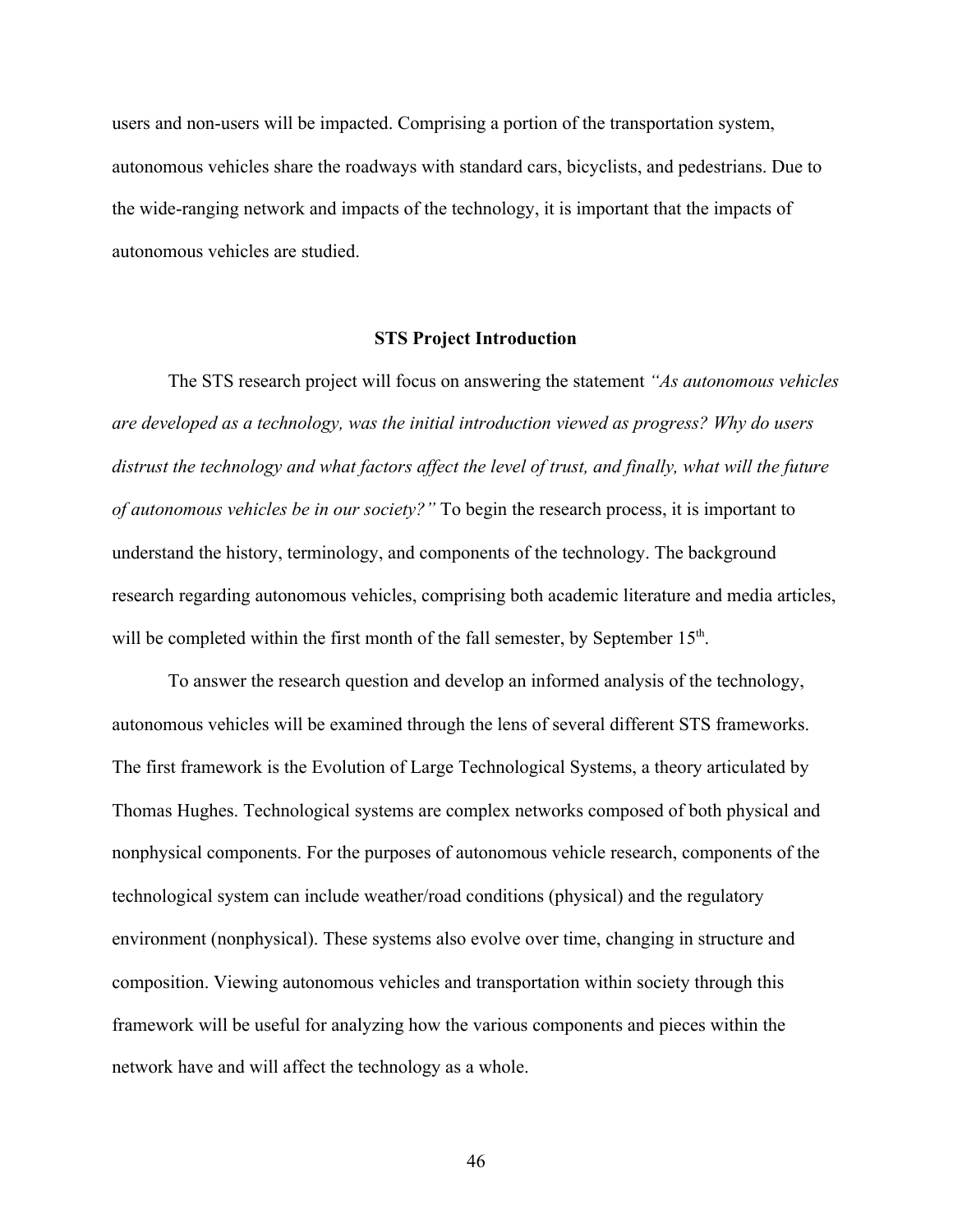users and non-users will be impacted. Comprising a portion of the transportation system, autonomous vehicles share the roadways with standard cars, bicyclists, and pedestrians. Due to the wide-ranging network and impacts of the technology, it is important that the impacts of autonomous vehicles are studied.

## STS Project Introduction

The STS research project will focus on answering the statement *"As autonomous vehicles are developed as a technology, was the initial introduction viewed as progress? Why do users distrust the technology and what factors affect the level of trust, and finally, what will the future of autonomous vehicles be in our society?"* To begin the research process, it is important to understand the history, terminology, and components of the technology. The background research regarding autonomous vehicles, comprising both academic literature and media articles, will be completed within the first month of the fall semester, by September 15th.

To answer the research question and develop an informed analysis of the technology, autonomous vehicles will be examined through the lens of several different STS frameworks. The first framework is the Evolution of Large Technological Systems, a theory articulated by Thomas Hughes. Technological systems are complex networks composed of both physical and nonphysical components. For the purposes of autonomous vehicle research, components of the technological system can include weather/road conditions (physical) and the regulatory environment (nonphysical). These systems also evolve over time, changing in structure and composition. Viewing autonomous vehicles and transportation within society through this framework will be useful for analyzing how the various components and pieces within the network have and will affect the technology as a whole.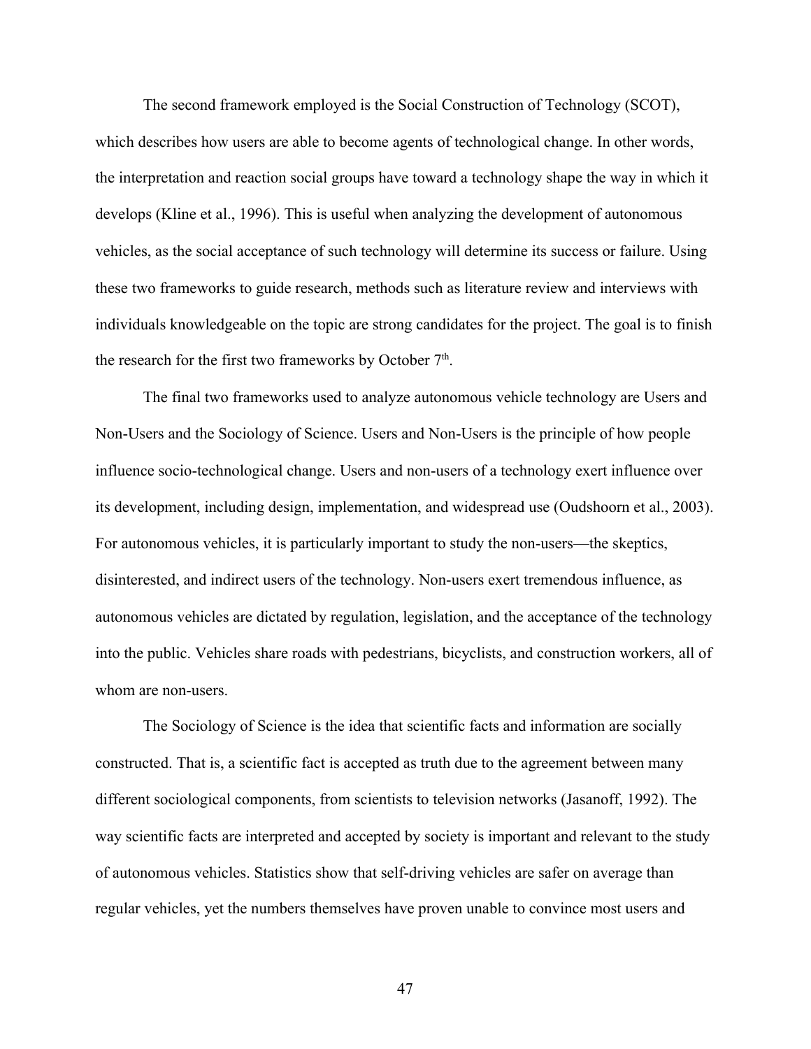The second framework employed is the Social Construction of Technology (SCOT), which describes how users are able to become agents of technological change. In other words, the interpretation and reaction social groups have toward a technology shape the way in which it develops (Kline et al., 1996). This is useful when analyzing the development of autonomous vehicles, as the social acceptance of such technology will determine its success or failure. Using these two frameworks to guide research, methods such as literature review and interviews with individuals knowledgeable on the topic are strong candidates for the project. The goal is to finish the research for the first two frameworks by October 7th.

The final two frameworks used to analyze autonomous vehicle technology are Users and Non-Users and the Sociology of Science. Users and Non-Users is the principle of how people influence socio-technological change. Users and non-users of a technology exert influence over its development, including design, implementation, and widespread use (Oudshoorn et al., 2003). For autonomous vehicles, it is particularly important to study the non-users—the skeptics, disinterested, and indirect users of the technology. Non-users exert tremendous influence, as autonomous vehicles are dictated by regulation, legislation, and the acceptance of the technology into the public. Vehicles share roads with pedestrians, bicyclists, and construction workers, all of whom are non-users.

The Sociology of Science is the idea that scientific facts and information are socially constructed. That is, a scientific fact is accepted as truth due to the agreement between many different sociological components, from scientists to television networks (Jasanoff, 1992). The way scientific facts are interpreted and accepted by society is important and relevant to the study of autonomous vehicles. Statistics show that self-driving vehicles are safer on average than regular vehicles, yet the numbers themselves have proven unable to convince most users and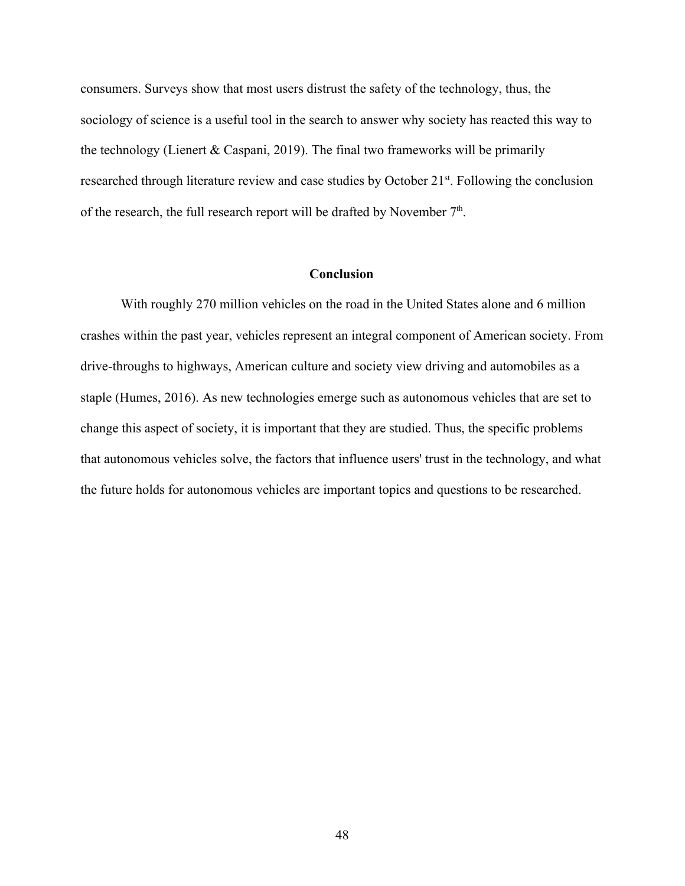consumers. Surveys show that most users distrust the safety of the technology, thus, the sociology of science is a useful tool in the search to answer why society has reacted this way to the technology (Lienert & Caspani, 2019). The final two frameworks will be primarily researched through literature review and case studies by October 21st. Following the conclusion of the research, the full research report will be drafted by November 7th.

## Conclusion

With roughly 270 million vehicles on the road in the United States alone and 6 million crashes within the past year, vehicles represent an integral component of American society. From drive-throughs to highways, American culture and society view driving and automobiles as a staple (Humes, 2016). As new technologies emerge such as autonomous vehicles that are set to change this aspect of society, it is important that they are studied. Thus, the specific problems that autonomous vehicles solve, the factors that influence users' trust in the technology, and what the future holds for autonomous vehicles are important topics and questions to be researched.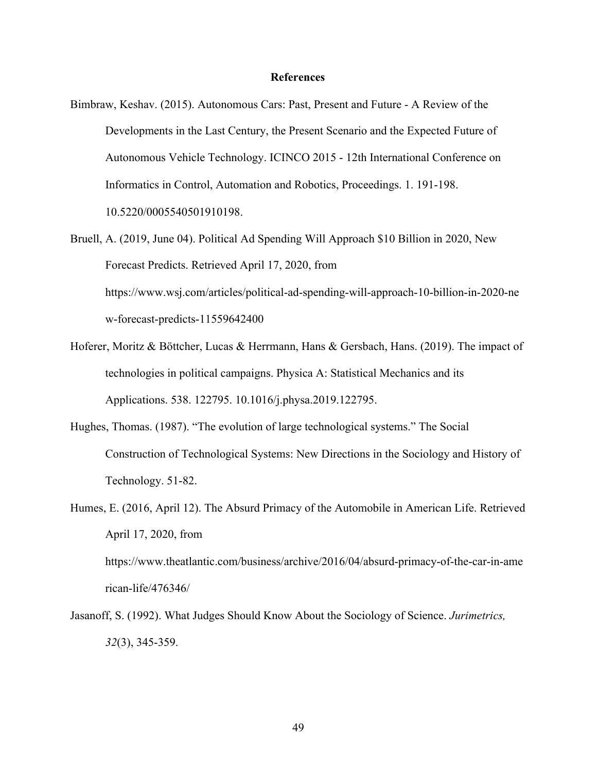## References

Bimbraw, Keshav. (2015). Autonomous Cars: Past, Present and Future - A Review of the Developments in the Last Century, the Present Scenario and the Expected Future of Autonomous Vehicle Technology. ICINCO 2015 - 12th International Conference on Informatics in Control, Automation and Robotics, Proceedings. 1. 191-198. 10.5220/0005540501910198.

Bruell, A. (2019, June 04). Political Ad Spending Will Approach $10 Billion in 2020, New Forecast Predicts. Retrieved April 17, 2020, from https://www.wsj.com/articles/political-ad-spending-will-approach-10-billion-in-2020-new-forecast-predicts-11559642400

Hoferer, Moritz & Böttcher, Lucas & Herrmann, Hans & Gersbach, Hans. (2019). The impact of technologies in political campaigns. Physica A: Statistical Mechanics and its Applications. 538. 122795. 10.1016/j.physa.2019.122795.

Hughes, Thomas. (1987). "The evolution of large technological systems." The Social Construction of Technological Systems: New Directions in the Sociology and History of Technology. 51-82.

Humes, E. (2016, April 12). The Absurd Primacy of the Automobile in American Life. Retrieved April 17, 2020, from https://www.theatlantic.com/business/archive/2016/04/absurd-primacy-of-the-car-in-american-life/476346/

Jasanoff, S. (1992). What Judges Should Know About the Sociology of Science. *Jurimetrics, 32*(3), 345-359.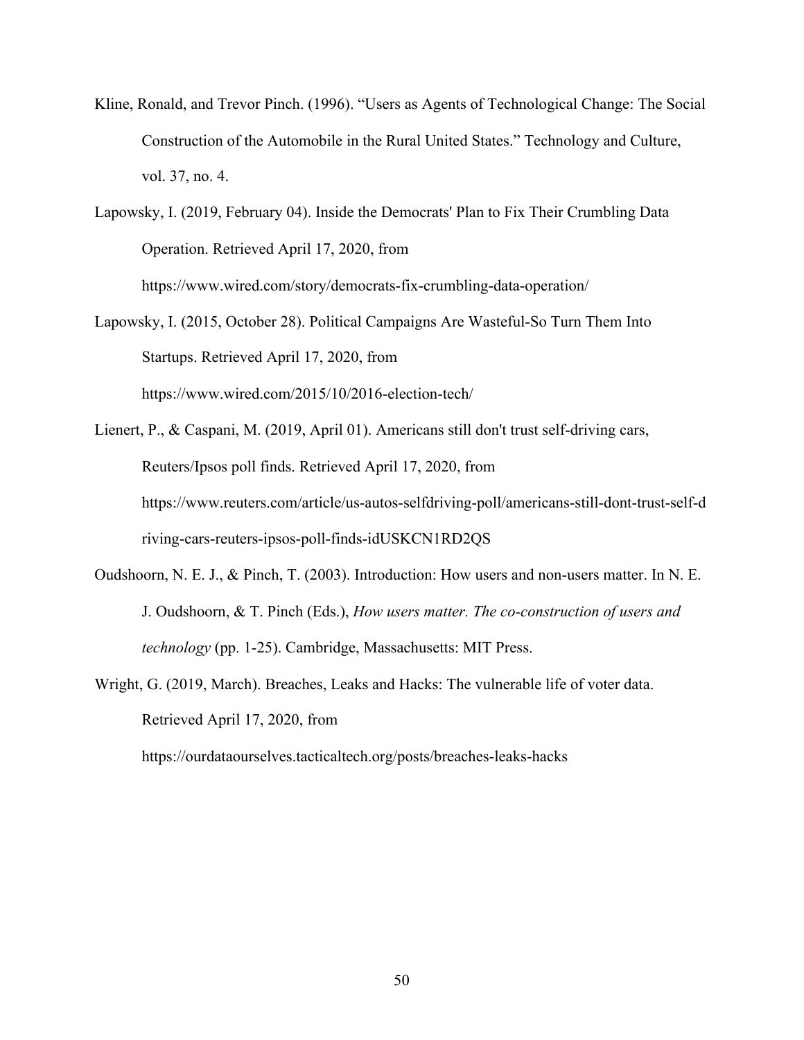Kline, Ronald, and Trevor Pinch. (1996). “Users as Agents of Technological Change: The Social Construction of the Automobile in the Rural United States.” Technology and Culture, vol. 37, no. 4.

Lapowsky, I. (2019, February 04). Inside the Democrats' Plan to Fix Their Crumbling Data Operation. Retrieved April 17, 2020, from https://www.wired.com/story/democrats-fix-crumbling-data-operation/

Lapowsky, I. (2015, October 28). Political Campaigns Are Wasteful-So Turn Them Into Startups. Retrieved April 17, 2020, from https://www.wired.com/2015/10/2016-election-tech/

Lienert, P., & Caspani, M. (2019, April 01). Americans still don't trust self-driving cars, Reuters/Ipsos poll finds. Retrieved April 17, 2020, from https://www.reuters.com/article/us-autos-selfdriving-poll/americans-still-dont-trust-self-driving-cars-reuters-ipsos-poll-finds-idUSKCN1RD2QS

Oudshoorn, N. E. J., & Pinch, T. (2003). Introduction: How users and non-users matter. In N. E. J. Oudshoorn, & T. Pinch (Eds.), *How users matter. The co-construction of users and technology* (pp. 1-25). Cambridge, Massachusetts: MIT Press.

Wright, G. (2019, March). Breaches, Leaks and Hacks: The vulnerable life of voter data. Retrieved April 17, 2020, from https://ourdataourselves.tacticaltech.org/posts/breaches-leaks-hacks